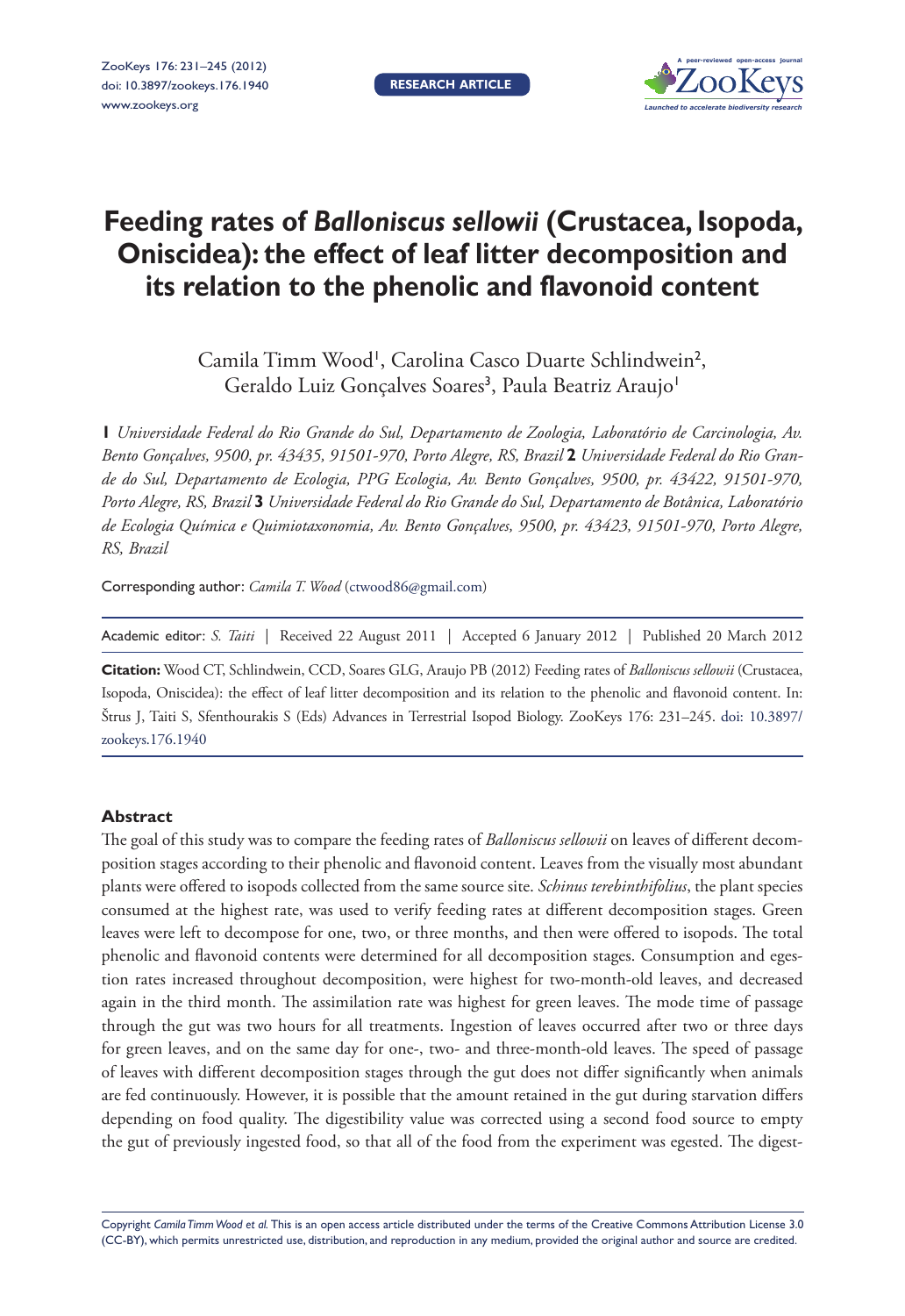# Feeding rates of *Balloniscus sellowii* (Crustacea, Isopoda, Oniscidea): the effect of leaf litter decomposition and its relation to the phenolic and flavonoid content

Camila Timm Wood[1], Carolina Casco Duarte Schlindwein[2], Geraldo Luiz Gonçalves Soares[3], Paula Beatriz Araujo[1]

**1** *Universidade Federal do Rio Grande do Sul, Departamento de Zoologia, Laboratório de Carcinologia, Av. Bento Gonçalves, 9500, pr. 43435, 91501-970, Porto Alegre, RS, Brazil* **2** *Universidade Federal do Rio Grande do Sul, Departamento de Ecologia, PPG Ecologia, Av. Bento Gonçalves, 9500, pr. 43422, 91501-970, Porto Alegre, RS, Brazil* **3** *Universidade Federal do Rio Grande do Sul, Departamento de Botânica, Laboratório de Ecologia Química e Quimiotaxonomia, Av. Bento Gonçalves, 9500, pr. 43423, 91501-970, Porto Alegre, RS, Brazil*

Corresponding author: *Camila T. Wood* (ctwood86@gmail.com)

Academic editor: *S. Taiti* | Received 22 August 2011 | Accepted 6 January 2012 | Published 20 March 2012

**Citation:** Wood CT, Schlindwein, CCD, Soares GLG, Araujo PB (2012) Feeding rates of *Balloniscus sellowii* (Crustacea, Isopoda, Oniscidea): the effect of leaf litter decomposition and its relation to the phenolic and flavonoid content. In: Štrus J, Taiti S, Sfenthourakis S (Eds) Advances in Terrestrial Isopod Biology. ZooKeys 176: 231–245. doi: 10.3897/zookeys.176.1940

### Abstract

The goal of this study was to compare the feeding rates of *Balloniscus sellowii* on leaves of different decomposition stages according to their phenolic and flavonoid content. Leaves from the visually most abundant plants were offered to isopods collected from the same source site. *Schinus terebinthifolius*, the plant species consumed at the highest rate, was used to verify feeding rates at different decomposition stages. Green leaves were left to decompose for one, two, or three months, and then were offered to isopods. The total phenolic and flavonoid contents were determined for all decomposition stages. Consumption and egestion rates increased throughout decomposition, were highest for two-month-old leaves, and decreased again in the third month. The assimilation rate was highest for green leaves. The mode time of passage through the gut was two hours for all treatments. Ingestion of leaves occurred after two or three days for green leaves, and on the same day for one-, two- and three-month-old leaves. The speed of passage of leaves with different decomposition stages through the gut does not differ significantly when animals are fed continuously. However, it is possible that the amount retained in the gut during starvation differs depending on food quality. The digestibility value was corrected using a second food source to empty the gut of previously ingested food, so that all of the food from the experiment was egested. The digest-

Copyright *Camila Timm Wood et al.* This is an open access article distributed under the terms of the Creative Commons Attribution License 3.0 (CC-BY), which permits unrestricted use, distribution, and reproduction in any medium, provided the original author and source are credited.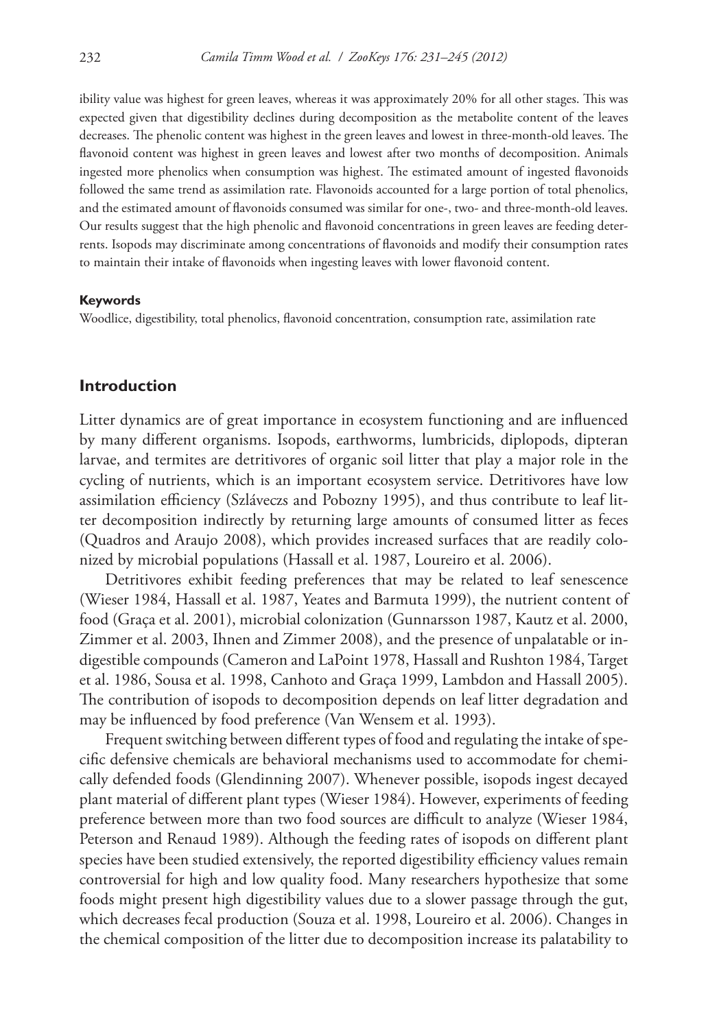ibility value was highest for green leaves, whereas it was approximately 20% for all other stages. This was expected given that digestibility declines during decomposition as the metabolite content of the leaves decreases. The phenolic content was highest in the green leaves and lowest in three-month-old leaves. The flavonoid content was highest in green leaves and lowest after two months of decomposition. Animals ingested more phenolics when consumption was highest. The estimated amount of ingested flavonoids followed the same trend as assimilation rate. Flavonoids accounted for a large portion of total phenolics, and the estimated amount of flavonoids consumed was similar for one-, two- and three-month-old leaves. Our results suggest that the high phenolic and flavonoid concentrations in green leaves are feeding deterrents. Isopods may discriminate among concentrations of flavonoids and modify their consumption rates to maintain their intake of flavonoids when ingesting leaves with lower flavonoid content.

#### Keywords

Woodlice, digestibility, total phenolics, flavonoid concentration, consumption rate, assimilation rate

## Introduction

Litter dynamics are of great importance in ecosystem functioning and are influenced by many different organisms. Isopods, earthworms, lumbricids, diplopods, dipteran larvae, and termites are detritivores of organic soil litter that play a major role in the cycling of nutrients, which is an important ecosystem service. Detritivores have low assimilation efficiency (Szláveczs and Pobozny 1995), and thus contribute to leaf litter decomposition indirectly by returning large amounts of consumed litter as feces (Quadros and Araujo 2008), which provides increased surfaces that are readily colonized by microbial populations (Hassall et al. 1987, Loureiro et al. 2006).

Detritivores exhibit feeding preferences that may be related to leaf senescence (Wieser 1984, Hassall et al. 1987, Yeates and Barmuta 1999), the nutrient content of food (Graça et al. 2001), microbial colonization (Gunnarsson 1987, Kautz et al. 2000, Zimmer et al. 2003, Ihnen and Zimmer 2008), and the presence of unpalatable or indigestible compounds (Cameron and LaPoint 1978, Hassall and Rushton 1984, Target et al. 1986, Sousa et al. 1998, Canhoto and Graça 1999, Lambdon and Hassall 2005). The contribution of isopods to decomposition depends on leaf litter degradation and may be influenced by food preference (Van Wensem et al. 1993).

Frequent switching between different types of food and regulating the intake of specific defensive chemicals are behavioral mechanisms used to accommodate for chemically defended foods (Glendinning 2007). Whenever possible, isopods ingest decayed plant material of different plant types (Wieser 1984). However, experiments of feeding preference between more than two food sources are difficult to analyze (Wieser 1984, Peterson and Renaud 1989). Although the feeding rates of isopods on different plant species have been studied extensively, the reported digestibility efficiency values remain controversial for high and low quality food. Many researchers hypothesize that some foods might present high digestibility values due to a slower passage through the gut, which decreases fecal production (Souza et al. 1998, Loureiro et al. 2006). Changes in the chemical composition of the litter due to decomposition increase its palatability to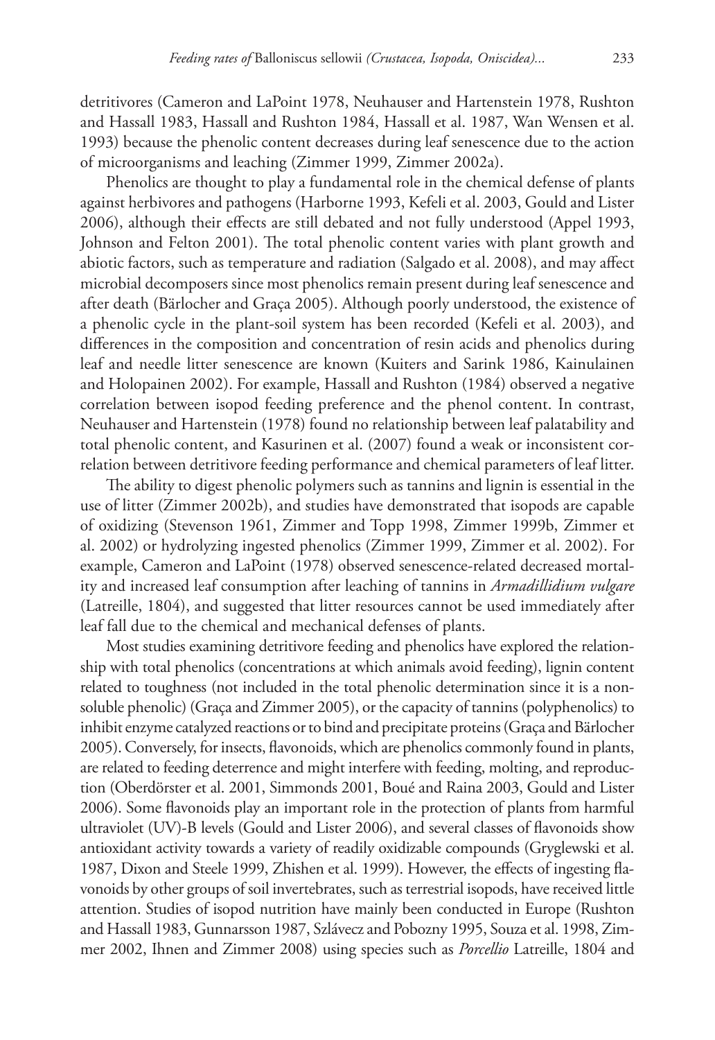detritivores (Cameron and LaPoint 1978, Neuhauser and Hartenstein 1978, Rushton and Hassall 1983, Hassall and Rushton 1984, Hassall et al. 1987, Wan Wensen et al. 1993) because the phenolic content decreases during leaf senescence due to the action of microorganisms and leaching (Zimmer 1999, Zimmer 2002a).

Phenolics are thought to play a fundamental role in the chemical defense of plants against herbivores and pathogens (Harborne 1993, Kefeli et al. 2003, Gould and Lister 2006), although their effects are still debated and not fully understood (Appel 1993, Johnson and Felton 2001). The total phenolic content varies with plant growth and abiotic factors, such as temperature and radiation (Salgado et al. 2008), and may affect microbial decomposers since most phenolics remain present during leaf senescence and after death (Bärlocher and Graça 2005). Although poorly understood, the existence of a phenolic cycle in the plant-soil system has been recorded (Kefeli et al. 2003), and differences in the composition and concentration of resin acids and phenolics during leaf and needle litter senescence are known (Kuiters and Sarink 1986, Kainulainen and Holopainen 2002). For example, Hassall and Rushton (1984) observed a negative correlation between isopod feeding preference and the phenol content. In contrast, Neuhauser and Hartenstein (1978) found no relationship between leaf palatability and total phenolic content, and Kasurinen et al. (2007) found a weak or inconsistent correlation between detritivore feeding performance and chemical parameters of leaf litter.

The ability to digest phenolic polymers such as tannins and lignin is essential in the use of litter (Zimmer 2002b), and studies have demonstrated that isopods are capable of oxidizing (Stevenson 1961, Zimmer and Topp 1998, Zimmer 1999b, Zimmer et al. 2002) or hydrolyzing ingested phenolics (Zimmer 1999, Zimmer et al. 2002). For example, Cameron and LaPoint (1978) observed senescence-related decreased mortality and increased leaf consumption after leaching of tannins in *Armadillidium vulgare* (Latreille, 1804), and suggested that litter resources cannot be used immediately after leaf fall due to the chemical and mechanical defenses of plants.

Most studies examining detritivore feeding and phenolics have explored the relationship with total phenolics (concentrations at which animals avoid feeding), lignin content related to toughness (not included in the total phenolic determination since it is a non-soluble phenolic) (Graça and Zimmer 2005), or the capacity of tannins (polyphenolics) to inhibit enzyme catalyzed reactions or to bind and precipitate proteins (Graça and Bärlocher 2005). Conversely, for insects, flavonoids, which are phenolics commonly found in plants, are related to feeding deterrence and might interfere with feeding, molting, and reproduction (Oberdörster et al. 2001, Simmonds 2001, Boué and Raina 2003, Gould and Lister 2006). Some flavonoids play an important role in the protection of plants from harmful ultraviolet (UV)-B levels (Gould and Lister 2006), and several classes of flavonoids show antioxidant activity towards a variety of readily oxidizable compounds (Gryglewski et al. 1987, Dixon and Steele 1999, Zhishen et al. 1999). However, the effects of ingesting flavonoids by other groups of soil invertebrates, such as terrestrial isopods, have received little attention. Studies of isopod nutrition have mainly been conducted in Europe (Rushton and Hassall 1983, Gunnarsson 1987, Szlávecz and Pobozny 1995, Souza et al. 1998, Zimmer 2002, Ihnen and Zimmer 2008) using species such as *Porcellio* Latreille, 1804 and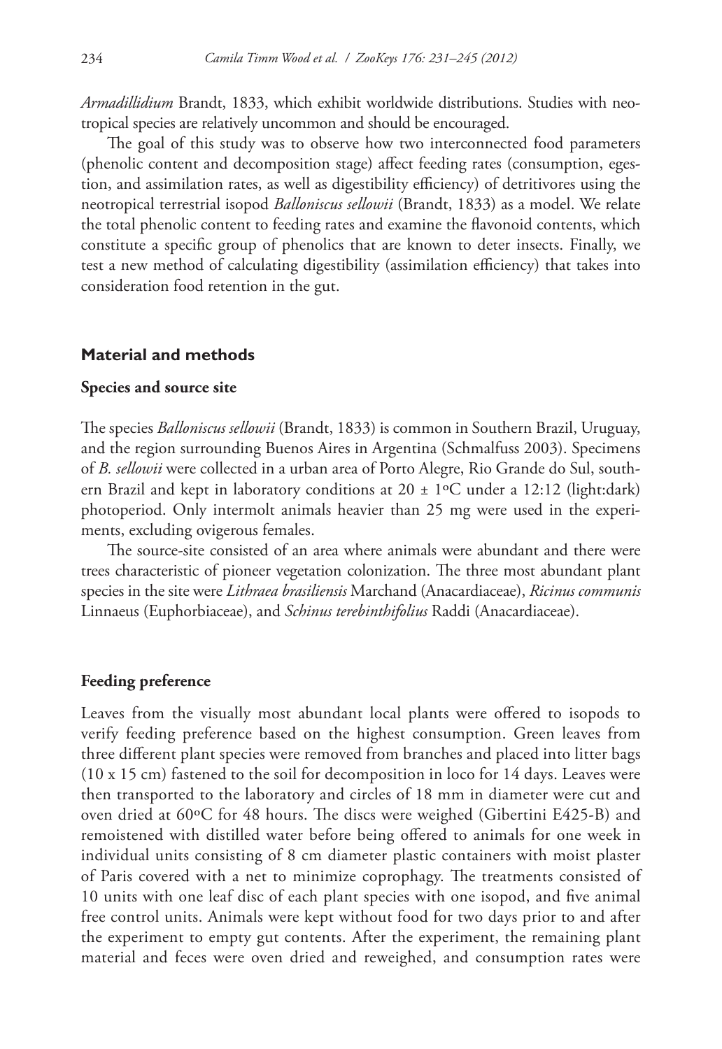*Armadillidium* Brandt, 1833, which exhibit worldwide distributions. Studies with neotropical species are relatively uncommon and should be encouraged.

The goal of this study was to observe how two interconnected food parameters (phenolic content and decomposition stage) affect feeding rates (consumption, egestion, and assimilation rates, as well as digestibility efficiency) of detritivores using the neotropical terrestrial isopod *Balloniscus sellowii* (Brandt, 1833) as a model. We relate the total phenolic content to feeding rates and examine the flavonoid contents, which constitute a specific group of phenolics that are known to deter insects. Finally, we test a new method of calculating digestibility (assimilation efficiency) that takes into consideration food retention in the gut.

## Material and methods

### Species and source site

The species *Balloniscus sellowii* (Brandt, 1833) is common in Southern Brazil, Uruguay, and the region surrounding Buenos Aires in Argentina (Schmalfuss 2003). Specimens of *B. sellowii* were collected in a urban area of Porto Alegre, Rio Grande do Sul, southern Brazil and kept in laboratory conditions at 20 ± 1ºC under a 12:12 (light:dark) photoperiod. Only intermolt animals heavier than 25 mg were used in the experiments, excluding ovigerous females.

The source-site consisted of an area where animals were abundant and there were trees characteristic of pioneer vegetation colonization. The three most abundant plant species in the site were *Lithraea brasiliensis* Marchand (Anacardiaceae), *Ricinus communis* Linnaeus (Euphorbiaceae), and *Schinus terebinthifolius* Raddi (Anacardiaceae).

### Feeding preference

Leaves from the visually most abundant local plants were offered to isopods to verify feeding preference based on the highest consumption. Green leaves from three different plant species were removed from branches and placed into litter bags (10 x 15 cm) fastened to the soil for decomposition in loco for 14 days. Leaves were then transported to the laboratory and circles of 18 mm in diameter were cut and oven dried at 60ºC for 48 hours. The discs were weighed (Gibertini E425-B) and remoistened with distilled water before being offered to animals for one week in individual units consisting of 8 cm diameter plastic containers with moist plaster of Paris covered with a net to minimize coprophagy. The treatments consisted of 10 units with one leaf disc of each plant species with one isopod, and five animal free control units. Animals were kept without food for two days prior to and after the experiment to empty gut contents. After the experiment, the remaining plant material and feces were oven dried and reweighed, and consumption rates were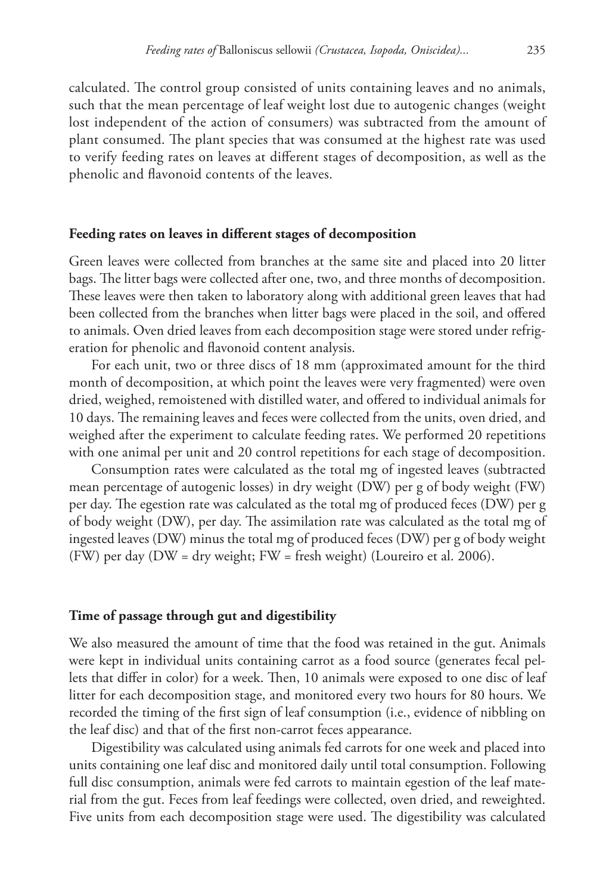calculated. The control group consisted of units containing leaves and no animals, such that the mean percentage of leaf weight lost due to autogenic changes (weight lost independent of the action of consumers) was subtracted from the amount of plant consumed. The plant species that was consumed at the highest rate was used to verify feeding rates on leaves at different stages of decomposition, as well as the phenolic and flavonoid contents of the leaves.

### Feeding rates on leaves in different stages of decomposition

Green leaves were collected from branches at the same site and placed into 20 litter bags. The litter bags were collected after one, two, and three months of decomposition. These leaves were then taken to laboratory along with additional green leaves that had been collected from the branches when litter bags were placed in the soil, and offered to animals. Oven dried leaves from each decomposition stage were stored under refrigeration for phenolic and flavonoid content analysis.

For each unit, two or three discs of 18 mm (approximated amount for the third month of decomposition, at which point the leaves were very fragmented) were oven dried, weighed, remoistened with distilled water, and offered to individual animals for 10 days. The remaining leaves and feces were collected from the units, oven dried, and weighed after the experiment to calculate feeding rates. We performed 20 repetitions with one animal per unit and 20 control repetitions for each stage of decomposition.

Consumption rates were calculated as the total mg of ingested leaves (subtracted mean percentage of autogenic losses) in dry weight (DW) per g of body weight (FW) per day. The egestion rate was calculated as the total mg of produced feces (DW) per g of body weight (DW), per day. The assimilation rate was calculated as the total mg of ingested leaves (DW) minus the total mg of produced feces (DW) per g of body weight (FW) per day (DW = dry weight; FW = fresh weight) (Loureiro et al. 2006).

### Time of passage through gut and digestibility

We also measured the amount of time that the food was retained in the gut. Animals were kept in individual units containing carrot as a food source (generates fecal pellets that differ in color) for a week. Then, 10 animals were exposed to one disc of leaf litter for each decomposition stage, and monitored every two hours for 80 hours. We recorded the timing of the first sign of leaf consumption (i.e., evidence of nibbling on the leaf disc) and that of the first non-carrot feces appearance.

Digestibility was calculated using animals fed carrots for one week and placed into units containing one leaf disc and monitored daily until total consumption. Following full disc consumption, animals were fed carrots to maintain egestion of the leaf material from the gut. Feces from leaf feedings were collected, oven dried, and reweighted. Five units from each decomposition stage were used. The digestibility was calculated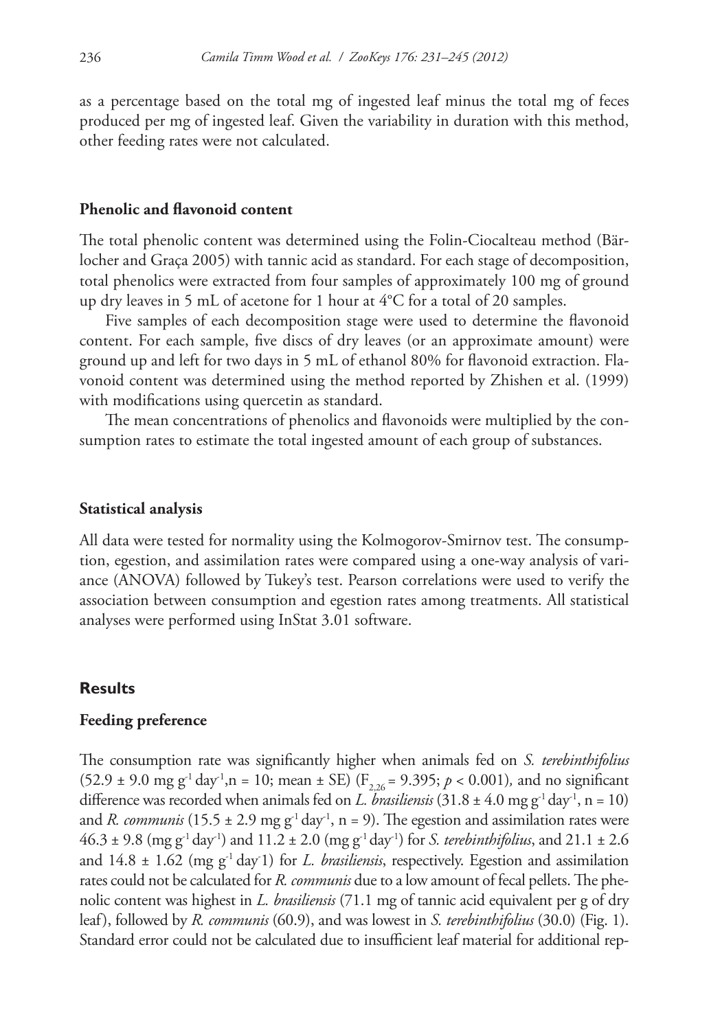as a percentage based on the total mg of ingested leaf minus the total mg of feces produced per mg of ingested leaf. Given the variability in duration with this method, other feeding rates were not calculated.

### Phenolic and flavonoid content

The total phenolic content was determined using the Folin-Ciocalteau method (Bärlocher and Graça 2005) with tannic acid as standard. For each stage of decomposition, total phenolics were extracted from four samples of approximately 100 mg of ground up dry leaves in 5 mL of acetone for 1 hour at 4°C for a total of 20 samples.

Five samples of each decomposition stage were used to determine the flavonoid content. For each sample, five discs of dry leaves (or an approximate amount) were ground up and left for two days in 5 mL of ethanol 80% for flavonoid extraction. Flavonoid content was determined using the method reported by Zhishen et al. (1999) with modifications using quercetin as standard.

The mean concentrations of phenolics and flavonoids were multiplied by the consumption rates to estimate the total ingested amount of each group of substances.

### Statistical analysis

All data were tested for normality using the Kolmogorov-Smirnov test. The consumption, egestion, and assimilation rates were compared using a one-way analysis of variance (ANOVA) followed by Tukey's test. Pearson correlations were used to verify the association between consumption and egestion rates among treatments. All statistical analyses were performed using InStat 3.01 software.

## Results

### Feeding preference

The consumption rate was significantly higher when animals fed on *S. terebinthifolius* (52.9 ± 9.0 mg $g^{-1}$ $day^{-1}$,n = 10; mean ± SE) ($F_{2,26}$ = 9.395; $p < 0.001$), and no significant difference was recorded when animals fed on *L. brasiliensis* (31.8 ± 4.0 mg $g^{-1}$ $day^{-1}$, n = 10) and *R. communis* (15.5 ± 2.9 mg $g^{-1}$ $day^{-1}$, n = 9). The egestion and assimilation rates were 46.3 ± 9.8 (mg $g^{-1}$ $day^{-1}$) and 11.2 ± 2.0 (mg $g^{-1}$ $day^{-1}$) for *S. terebinthifolius*, and 21.1 ± 2.6 and 14.8 ± 1.62 (mg $g^{-1}$ day-1) for *L. brasiliensis*, respectively. Egestion and assimilation rates could not be calculated for *R. communis* due to a low amount of fecal pellets. The phenolic content was highest in *L. brasiliensis* (71.1 mg of tannic acid equivalent per g of dry leaf), followed by *R. communis* (60.9), and was lowest in *S. terebinthifolius* (30.0) (Fig. 1). Standard error could not be calculated due to insufficient leaf material for additional rep-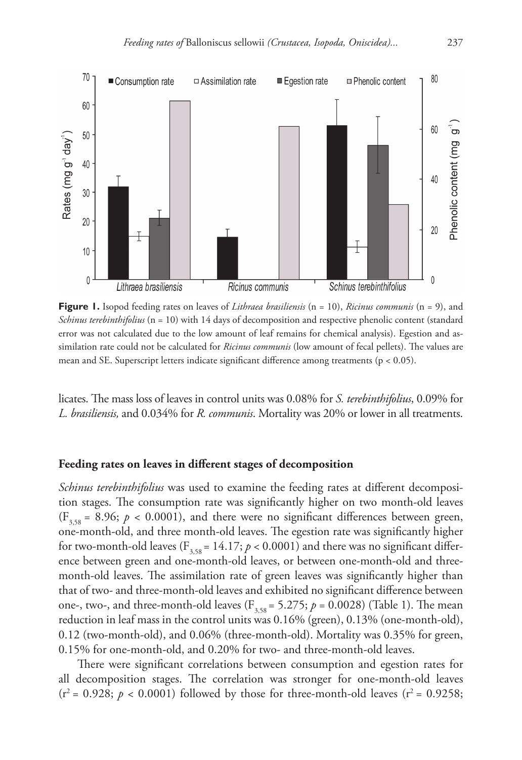**Figure 1.** Isopod feeding rates on leaves of *Lithraea brasiliensis* (n = 10), *Ricinus communis* (n = 9), and *Schinus terebinthifolius* (n = 10) with 14 days of decomposition and respective phenolic content (standard error was not calculated due to the low amount of leaf remains for chemical analysis). Egestion and assimilation rate could not be calculated for *Ricinus communis* (low amount of fecal pellets). The values are mean and SE. Superscript letters indicate significant difference among treatments (p < 0.05).

licates. The mass loss of leaves in control units was 0.08% for *S. terebinthifolius*, 0.09% for *L. brasiliensis,* and 0.034% for *R. communis*. Mortality was 20% or lower in all treatments.

## Feeding rates on leaves in different stages of decomposition

*Schinus terebinthifolius* was used to examine the feeding rates at different decomposition stages. The consumption rate was significantly higher on two month-old leaves ($F_{3,58}$ = 8.96; $p$ < 0.0001), and there were no significant differences between green, one-month-old, and three month-old leaves. The egestion rate was significantly higher for two-month-old leaves ($F_{3,58}$ = 14.17; $p$ < 0.0001) and there was no significant difference between green and one-month-old leaves, or between one-month-old and three-month-old leaves. The assimilation rate of green leaves was significantly higher than that of two- and three-month-old leaves and exhibited no significant difference between one-, two-, and three-month-old leaves ($F_{3,58}$ = 5.275; $p$ = 0.0028) (Table 1). The mean reduction in leaf mass in the control units was 0.16% (green), 0.13% (one-month-old), 0.12 (two-month-old), and 0.06% (three-month-old). Mortality was 0.35% for green, 0.15% for one-month-old, and 0.20% for two- and three-month-old leaves.

There were significant correlations between consumption and egestion rates for all decomposition stages. The correlation was stronger for one-month-old leaves ($r^2$ = 0.928; $p$ < 0.0001) followed by those for three-month-old leaves ($r^2$ = 0.9258;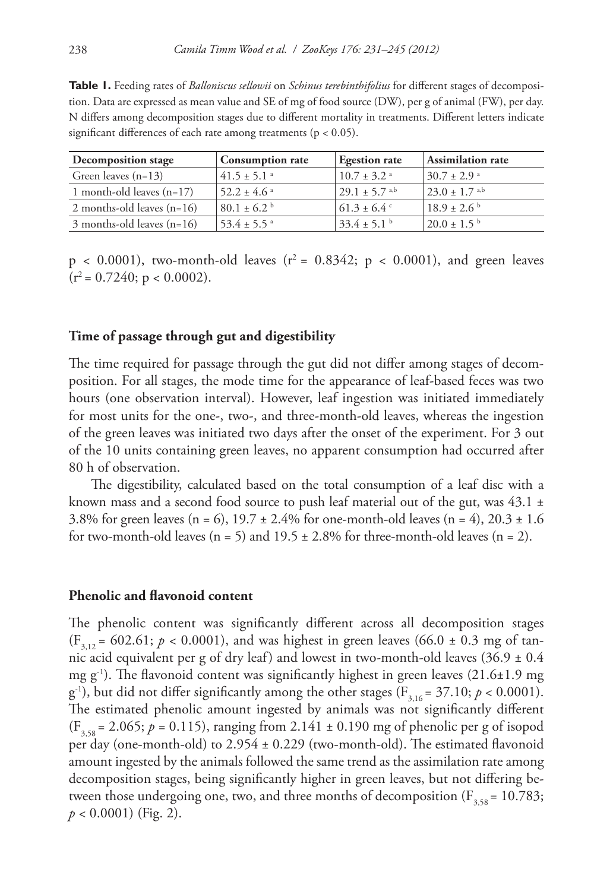**Table 1.** Feeding rates of *Balloniscus sellowii* on *Schinus terebinthifolius* for different stages of decomposition. Data are expressed as mean value and SE of mg of food source (DW), per g of animal (FW), per day. N differs among decomposition stages due to different mortality in treatments. Different letters indicate significant differences of each rate among treatments ($p < 0.05$).

| Decomposition stage | Consumption rate | Egestion rate | Assimilation rate |
| --- | --- | --- | --- |
| Green leaves (n=13) | $41.5 \pm 5.1^{a}$ | $10.7 \pm 3.2^{a}$ | $30.7 \pm 2.9^{a}$ |
| 1 month-old leaves (n=17) | $52.2 \pm 4.6^{a}$ | $29.1 \pm 5.7^{a,b}$ | $23.0 \pm 1.7^{a,b}$ |
| 2 months-old leaves (n=16) | $80.1 \pm 6.2^{b}$ | $61.3 \pm 6.4^{c}$ | $18.9 \pm 2.6^{b}$ |
| 3 months-old leaves (n=16) | $53.4 \pm 5.5^{a}$ | $33.4 \pm 5.1^{b}$ | $20.0 \pm 1.5^{b}$ |

$p < 0.0001$), two-month-old leaves ($r^2 = 0.8342$; $p < 0.0001$), and green leaves ($r^2 = 0.7240$; $p < 0.0002$).

### Time of passage through gut and digestibility

The time required for passage through the gut did not differ among stages of decomposition. For all stages, the mode time for the appearance of leaf-based feces was two hours (one observation interval). However, leaf ingestion was initiated immediately for most units for the one-, two-, and three-month-old leaves, whereas the ingestion of the green leaves was initiated two days after the onset of the experiment. For 3 out of the 10 units containing green leaves, no apparent consumption had occurred after 80 h of observation.

The digestibility, calculated based on the total consumption of a leaf disc with a known mass and a second food source to push leaf material out of the gut, was 43.1 ± 3.8% for green leaves (n = 6), 19.7 ± 2.4% for one-month-old leaves (n = 4), 20.3 ± 1.6 for two-month-old leaves (n = 5) and 19.5 ± 2.8% for three-month-old leaves (n = 2).

### Phenolic and flavonoid content

The phenolic content was significantly different across all decomposition stages ($F_{3,12} = 602.61$; $p < 0.0001$), and was highest in green leaves (66.0 ± 0.3 mg of tannic acid equivalent per g of dry leaf) and lowest in two-month-old leaves (36.9 ± 0.4 mg $g^{-1}$). The flavonoid content was significantly highest in green leaves (21.6±1.9 mg $g^{-1}$), but did not differ significantly among the other stages ($F_{3,16} = 37.10$; $p < 0.0001$). The estimated phenolic amount ingested by animals was not significantly different ($F_{3,58} = 2.065$; $p = 0.115$), ranging from 2.141 ± 0.190 mg of phenolic per g of isopod per day (one-month-old) to 2.954 ± 0.229 (two-month-old). The estimated flavonoid amount ingested by the animals followed the same trend as the assimilation rate among decomposition stages, being significantly higher in green leaves, but not differing between those undergoing one, two, and three months of decomposition ($F_{3,58} = 10.783$; $p < 0.0001$) (Fig. 2).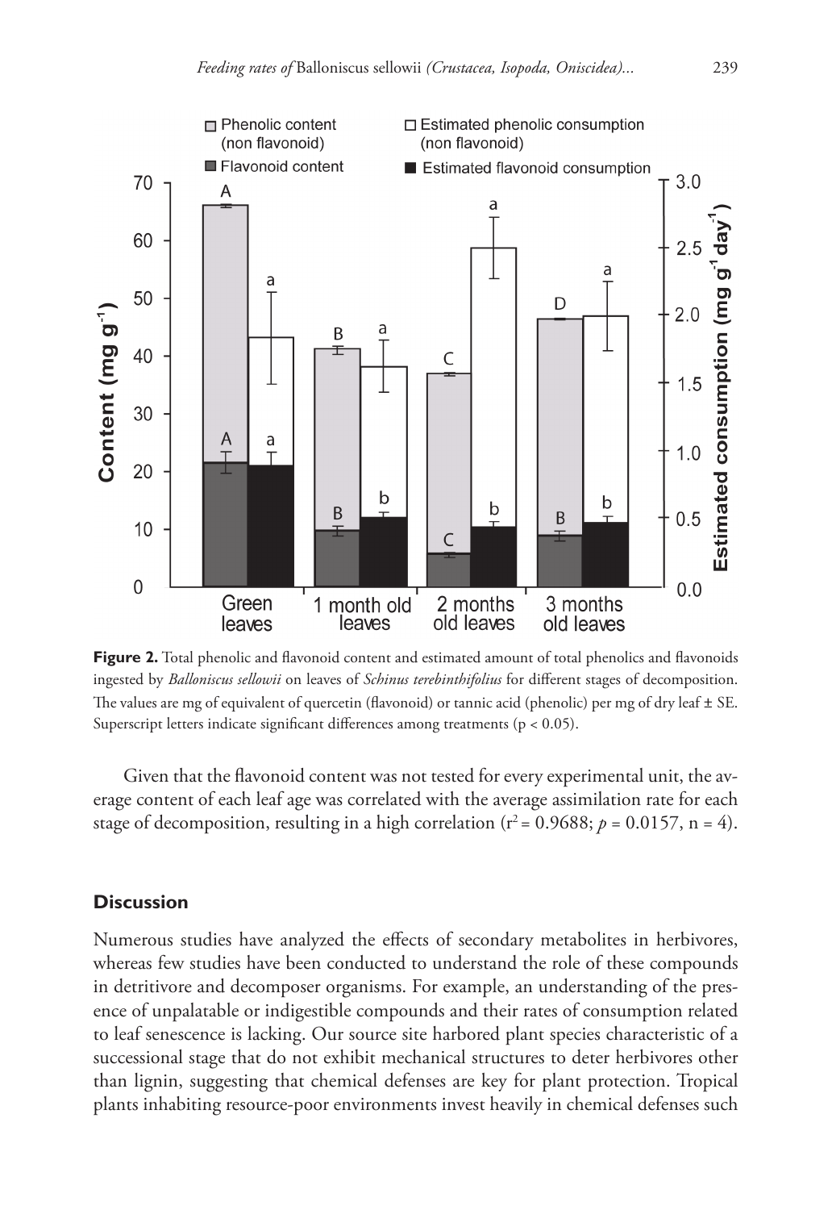**Figure 2.** Total phenolic and flavonoid content and estimated amount of total phenolics and flavonoids ingested by *Balloniscus sellowii* on leaves of *Schinus terebinthifolius* for different stages of decomposition. The values are mg of equivalent of quercetin (flavonoid) or tannic acid (phenolic) per mg of dry leaf ± SE. Superscript letters indicate significant differences among treatments ($p < 0.05$).

Given that the flavonoid content was not tested for every experimental unit, the average content of each leaf age was correlated with the average assimilation rate for each stage of decomposition, resulting in a high correlation ($r^2 = 0.9688$; $p = 0.0157$, n = 4).

## Discussion

Numerous studies have analyzed the effects of secondary metabolites in herbivores, whereas few studies have been conducted to understand the role of these compounds in detritivore and decomposer organisms. For example, an understanding of the presence of unpalatable or indigestible compounds and their rates of consumption related to leaf senescence is lacking. Our source site harbored plant species characteristic of a successional stage that do not exhibit mechanical structures to deter herbivores other than lignin, suggesting that chemical defenses are key for plant protection. Tropical plants inhabiting resource-poor environments invest heavily in chemical defenses such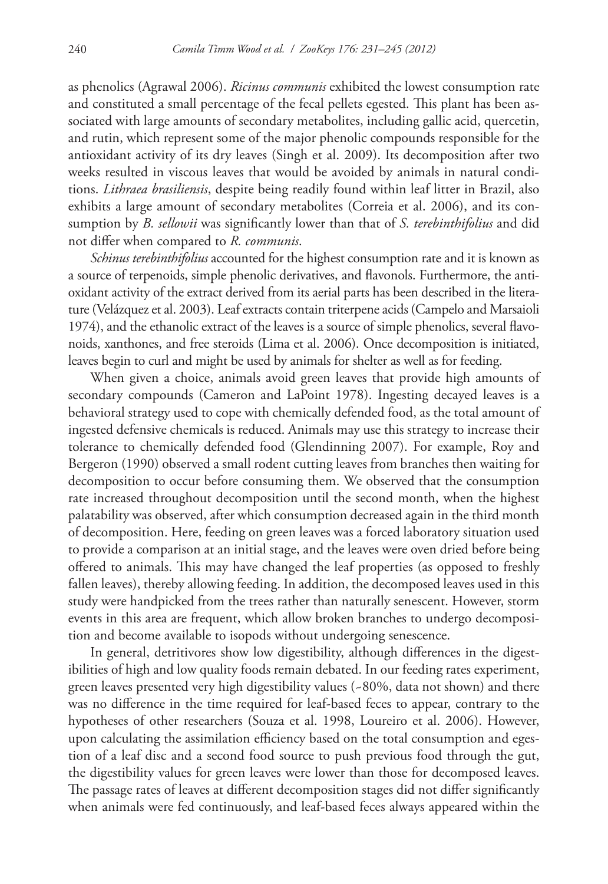as phenolics (Agrawal 2006). *Ricinus communis* exhibited the lowest consumption rate and constituted a small percentage of the fecal pellets egested. This plant has been associated with large amounts of secondary metabolites, including gallic acid, quercetin, and rutin, which represent some of the major phenolic compounds responsible for the antioxidant activity of its dry leaves (Singh et al. 2009). Its decomposition after two weeks resulted in viscous leaves that would be avoided by animals in natural conditions. *Lithraea brasiliensis*, despite being readily found within leaf litter in Brazil, also exhibits a large amount of secondary metabolites (Correia et al. 2006), and its consumption by *B. sellowii* was significantly lower than that of *S. terebinthifolius* and did not differ when compared to *R. communis*.

*Schinus terebinthifolius* accounted for the highest consumption rate and it is known as a source of terpenoids, simple phenolic derivatives, and flavonols. Furthermore, the antioxidant activity of the extract derived from its aerial parts has been described in the literature (Velázquez et al. 2003). Leaf extracts contain triterpene acids (Campelo and Marsaioli 1974), and the ethanolic extract of the leaves is a source of simple phenolics, several flavonoids, xanthones, and free steroids (Lima et al. 2006). Once decomposition is initiated, leaves begin to curl and might be used by animals for shelter as well as for feeding.

When given a choice, animals avoid green leaves that provide high amounts of secondary compounds (Cameron and LaPoint 1978). Ingesting decayed leaves is a behavioral strategy used to cope with chemically defended food, as the total amount of ingested defensive chemicals is reduced. Animals may use this strategy to increase their tolerance to chemically defended food (Glendinning 2007). For example, Roy and Bergeron (1990) observed a small rodent cutting leaves from branches then waiting for decomposition to occur before consuming them. We observed that the consumption rate increased throughout decomposition until the second month, when the highest palatability was observed, after which consumption decreased again in the third month of decomposition. Here, feeding on green leaves was a forced laboratory situation used to provide a comparison at an initial stage, and the leaves were oven dried before being offered to animals. This may have changed the leaf properties (as opposed to freshly fallen leaves), thereby allowing feeding. In addition, the decomposed leaves used in this study were handpicked from the trees rather than naturally senescent. However, storm events in this area are frequent, which allow broken branches to undergo decomposition and become available to isopods without undergoing senescence.

In general, detritivores show low digestibility, although differences in the digestibilities of high and low quality foods remain debated. In our feeding rates experiment, green leaves presented very high digestibility values (~80%, data not shown) and there was no difference in the time required for leaf-based feces to appear, contrary to the hypotheses of other researchers (Souza et al. 1998, Loureiro et al. 2006). However, upon calculating the assimilation efficiency based on the total consumption and egestion of a leaf disc and a second food source to push previous food through the gut, the digestibility values for green leaves were lower than those for decomposed leaves. The passage rates of leaves at different decomposition stages did not differ significantly when animals were fed continuously, and leaf-based feces always appeared within the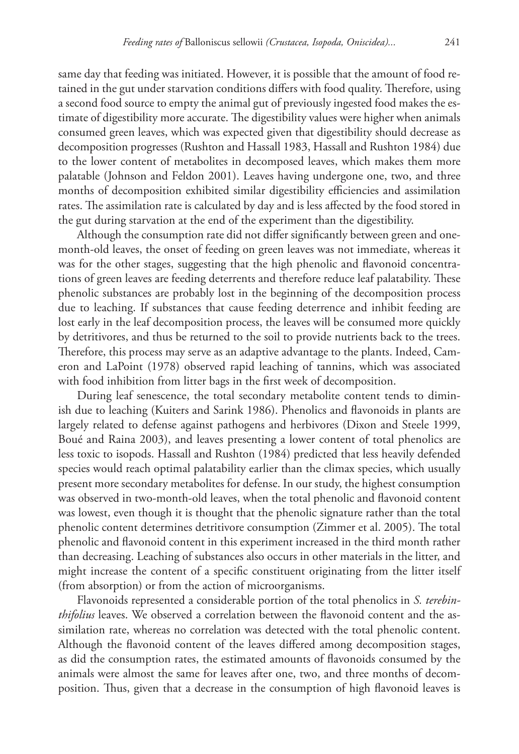same day that feeding was initiated. However, it is possible that the amount of food retained in the gut under starvation conditions differs with food quality. Therefore, using a second food source to empty the animal gut of previously ingested food makes the estimate of digestibility more accurate. The digestibility values were higher when animals consumed green leaves, which was expected given that digestibility should decrease as decomposition progresses (Rushton and Hassall 1983, Hassall and Rushton 1984) due to the lower content of metabolites in decomposed leaves, which makes them more palatable (Johnson and Feldon 2001). Leaves having undergone one, two, and three months of decomposition exhibited similar digestibility efficiencies and assimilation rates. The assimilation rate is calculated by day and is less affected by the food stored in the gut during starvation at the end of the experiment than the digestibility.

Although the consumption rate did not differ significantly between green and one-month-old leaves, the onset of feeding on green leaves was not immediate, whereas it was for the other stages, suggesting that the high phenolic and flavonoid concentrations of green leaves are feeding deterrents and therefore reduce leaf palatability. These phenolic substances are probably lost in the beginning of the decomposition process due to leaching. If substances that cause feeding deterrence and inhibit feeding are lost early in the leaf decomposition process, the leaves will be consumed more quickly by detritivores, and thus be returned to the soil to provide nutrients back to the trees. Therefore, this process may serve as an adaptive advantage to the plants. Indeed, Cameron and LaPoint (1978) observed rapid leaching of tannins, which was associated with food inhibition from litter bags in the first week of decomposition.

During leaf senescence, the total secondary metabolite content tends to diminish due to leaching (Kuiters and Sarink 1986). Phenolics and flavonoids in plants are largely related to defense against pathogens and herbivores (Dixon and Steele 1999, Boué and Raina 2003), and leaves presenting a lower content of total phenolics are less toxic to isopods. Hassall and Rushton (1984) predicted that less heavily defended species would reach optimal palatability earlier than the climax species, which usually present more secondary metabolites for defense. In our study, the highest consumption was observed in two-month-old leaves, when the total phenolic and flavonoid content was lowest, even though it is thought that the phenolic signature rather than the total phenolic content determines detritivore consumption (Zimmer et al. 2005). The total phenolic and flavonoid content in this experiment increased in the third month rather than decreasing. Leaching of substances also occurs in other materials in the litter, and might increase the content of a specific constituent originating from the litter itself (from absorption) or from the action of microorganisms.

Flavonoids represented a considerable portion of the total phenolics in *S. terebinthifolius* leaves. We observed a correlation between the flavonoid content and the assimilation rate, whereas no correlation was detected with the total phenolic content. Although the flavonoid content of the leaves differed among decomposition stages, as did the consumption rates, the estimated amounts of flavonoids consumed by the animals were almost the same for leaves after one, two, and three months of decomposition. Thus, given that a decrease in the consumption of high flavonoid leaves is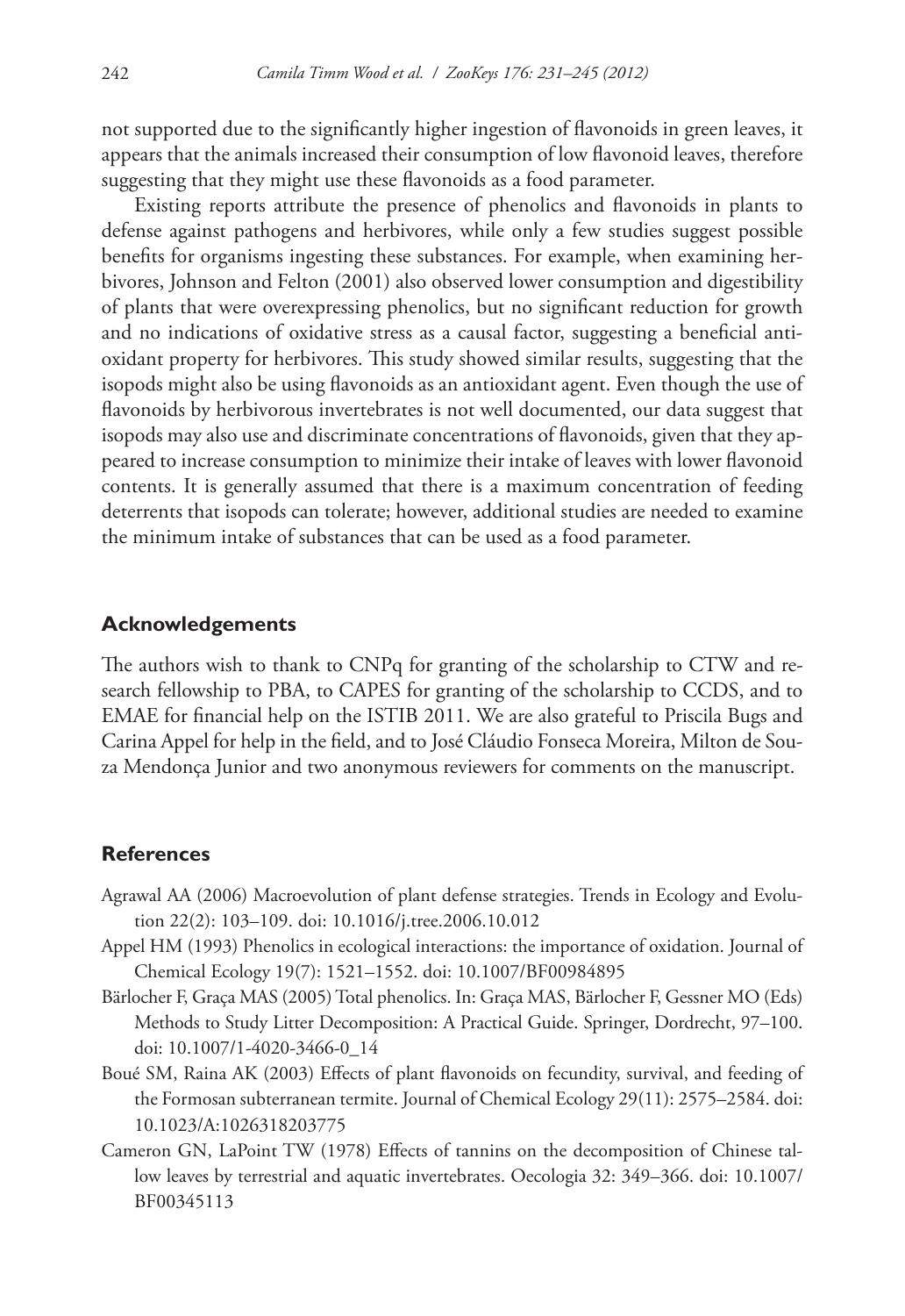not supported due to the significantly higher ingestion of flavonoids in green leaves, it appears that the animals increased their consumption of low flavonoid leaves, therefore suggesting that they might use these flavonoids as a food parameter.

Existing reports attribute the presence of phenolics and flavonoids in plants to defense against pathogens and herbivores, while only a few studies suggest possible benefits for organisms ingesting these substances. For example, when examining herbivores, Johnson and Felton (2001) also observed lower consumption and digestibility of plants that were overexpressing phenolics, but no significant reduction for growth and no indications of oxidative stress as a causal factor, suggesting a beneficial antioxidant property for herbivores. This study showed similar results, suggesting that the isopods might also be using flavonoids as an antioxidant agent. Even though the use of flavonoids by herbivorous invertebrates is not well documented, our data suggest that isopods may also use and discriminate concentrations of flavonoids, given that they appeared to increase consumption to minimize their intake of leaves with lower flavonoid contents. It is generally assumed that there is a maximum concentration of feeding deterrents that isopods can tolerate; however, additional studies are needed to examine the minimum intake of substances that can be used as a food parameter.

## Acknowledgements

The authors wish to thank to CNPq for granting of the scholarship to CTW and research fellowship to PBA, to CAPES for granting of the scholarship to CCDS, and to EMAE for financial help on the ISTIB 2011. We are also grateful to Priscila Bugs and Carina Appel for help in the field, and to José Cláudio Fonseca Moreira, Milton de Souza Mendonça Junior and two anonymous reviewers for comments on the manuscript.

## References

Agrawal AA (2006) Macroevolution of plant defense strategies. Trends in Ecology and Evolution 22(2): 103–109. doi: 10.1016/j.tree.2006.10.012

Appel HM (1993) Phenolics in ecological interactions: the importance of oxidation. Journal of Chemical Ecology 19(7): 1521–1552. doi: 10.1007/BF00984895

Bärlocher F, Graça MAS (2005) Total phenolics. In: Graça MAS, Bärlocher F, Gessner MO (Eds) Methods to Study Litter Decomposition: A Practical Guide. Springer, Dordrecht, 97–100. doi: 10.1007/1-4020-3466-0_14

Boué SM, Raina AK (2003) Effects of plant flavonoids on fecundity, survival, and feeding of the Formosan subterranean termite. Journal of Chemical Ecology 29(11): 2575–2584. doi: 10.1023/A:1026318203775

Cameron GN, LaPoint TW (1978) Effects of tannins on the decomposition of Chinese tallow leaves by terrestrial and aquatic invertebrates. Oecologia 32: 349–366. doi: 10.1007/BF00345113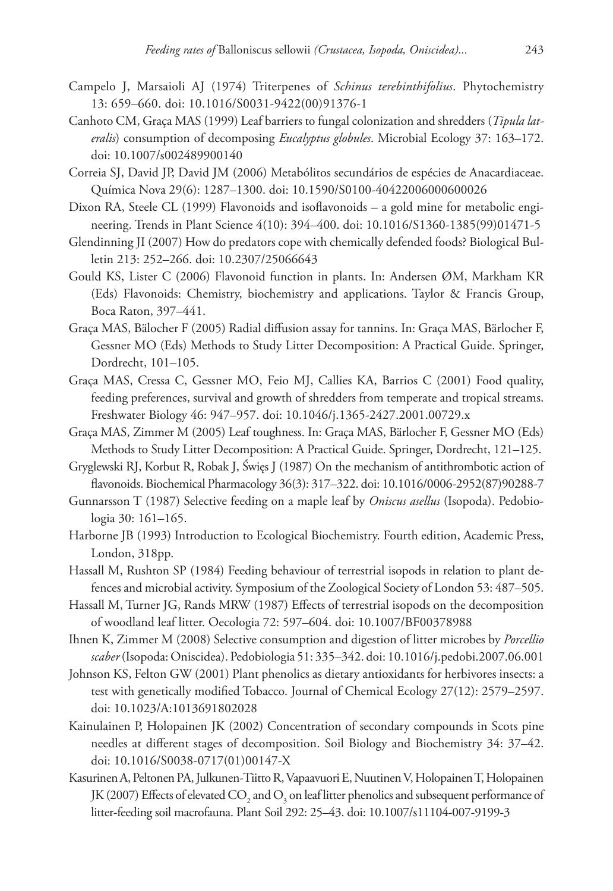Campelo J, Marsaioli AJ (1974) Triterpenes of *Schinus terebinthifolius*. Phytochemistry 13: 659–660. doi: 10.1016/S0031-9422(00)91376-1

Canhoto CM, Graça MAS (1999) Leaf barriers to fungal colonization and shredders (*Tipula lateralis*) consumption of decomposing *Eucalyptus globules*. Microbial Ecology 37: 163–172. doi: 10.1007/s002489900140

Correia SJ, David JP, David JM (2006) Metabólitos secundários de espécies de Anacardiaceae. Química Nova 29(6): 1287–1300. doi: 10.1590/S0100-40422006000600026

Dixon RA, Steele CL (1999) Flavonoids and isoflavonoids – a gold mine for metabolic engineering. Trends in Plant Science 4(10): 394–400. doi: 10.1016/S1360-1385(99)01471-5

Glendinning JI (2007) How do predators cope with chemically defended foods? Biological Bulletin 213: 252–266. doi: 10.2307/25066643

Gould KS, Lister C (2006) Flavonoid function in plants. In: Andersen ØM, Markham KR (Eds) Flavonoids: Chemistry, biochemistry and applications. Taylor & Francis Group, Boca Raton, 397–441.

Graça MAS, Bälocher F (2005) Radial diffusion assay for tannins. In: Graça MAS, Bärlocher F, Gessner MO (Eds) Methods to Study Litter Decomposition: A Practical Guide. Springer, Dordrecht, 101–105.

Graça MAS, Cressa C, Gessner MO, Feio MJ, Callies KA, Barrios C (2001) Food quality, feeding preferences, survival and growth of shredders from temperate and tropical streams. Freshwater Biology 46: 947–957. doi: 10.1046/j.1365-2427.2001.00729.x

Graça MAS, Zimmer M (2005) Leaf toughness. In: Graça MAS, Bärlocher F, Gessner MO (Eds) Methods to Study Litter Decomposition: A Practical Guide. Springer, Dordrecht, 121–125.

Gryglewski RJ, Korbut R, Robak J, Święs J (1987) On the mechanism of antithrombotic action of flavonoids. Biochemical Pharmacology 36(3): 317–322. doi: 10.1016/0006-2952(87)90288-7

Gunnarsson T (1987) Selective feeding on a maple leaf by *Oniscus asellus* (Isopoda). Pedobiologia 30: 161–165.

Harborne JB (1993) Introduction to Ecological Biochemistry. Fourth edition, Academic Press, London, 318pp.

Hassall M, Rushton SP (1984) Feeding behaviour of terrestrial isopods in relation to plant defences and microbial activity. Symposium of the Zoological Society of London 53: 487–505.

Hassall M, Turner JG, Rands MRW (1987) Effects of terrestrial isopods on the decomposition of woodland leaf litter. Oecologia 72: 597–604. doi: 10.1007/BF00378988

Ihnen K, Zimmer M (2008) Selective consumption and digestion of litter microbes by *Porcellio scaber* (Isopoda: Oniscidea). Pedobiologia 51: 335–342. doi: 10.1016/j.pedobi.2007.06.001

Johnson KS, Felton GW (2001) Plant phenolics as dietary antioxidants for herbivores insects: a test with genetically modified Tobacco. Journal of Chemical Ecology 27(12): 2579–2597. doi: 10.1023/A:1013691802028

Kainulainen P, Holopainen JK (2002) Concentration of secondary compounds in Scots pine needles at different stages of decomposition. Soil Biology and Biochemistry 34: 37–42. doi: 10.1016/S0038-0717(01)00147-X

Kasurinen A, Peltonen PA, Julkunen-Tiitto R, Vapaavuori E, Nuutinen V, Holopainen T, Holopainen JK (2007) Effects of elevated $CO_2$ and $O_3$ on leaf litter phenolics and subsequent performance of litter-feeding soil macrofauna. Plant Soil 292: 25–43. doi: 10.1007/s11104-007-9199-3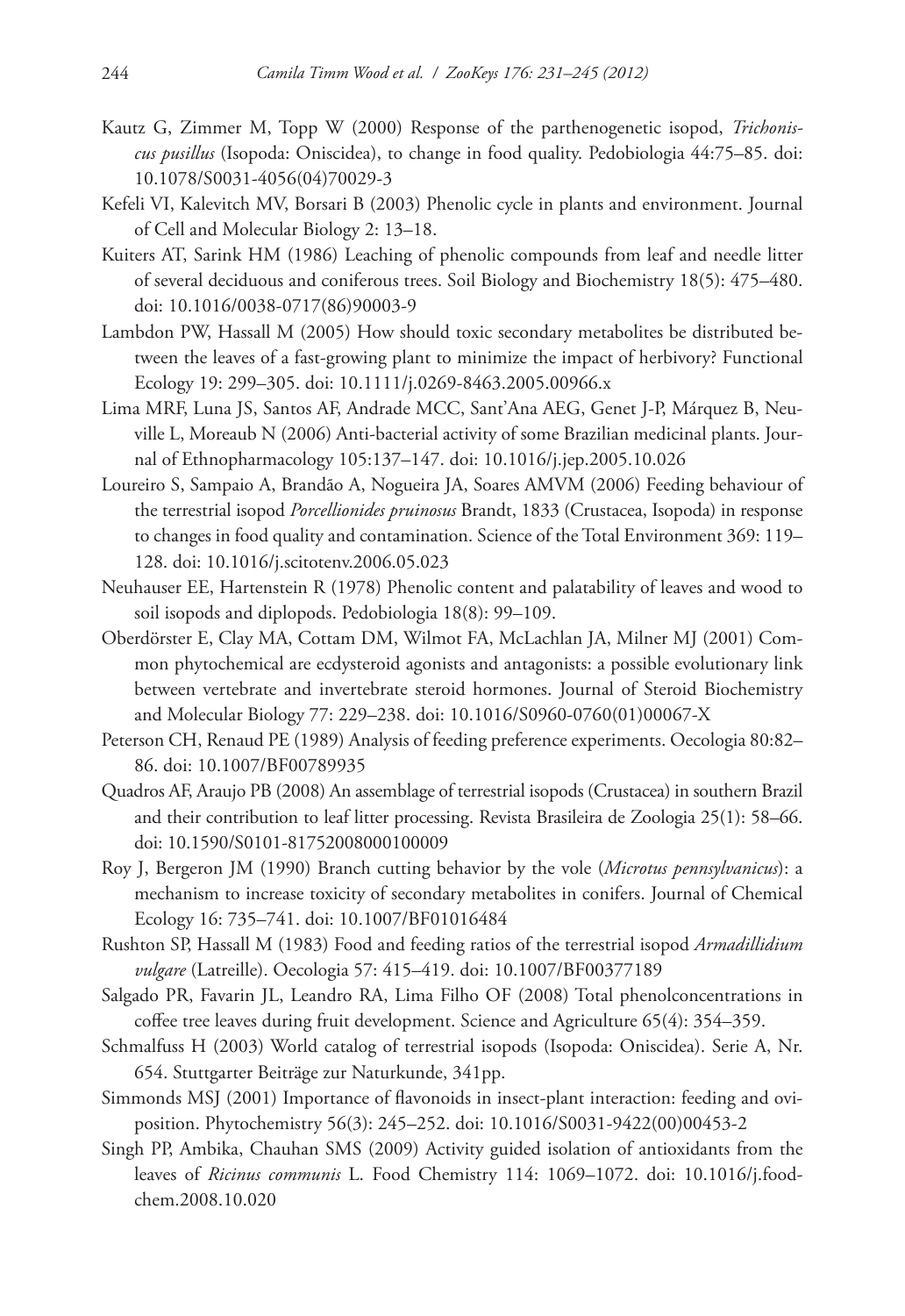Kautz G, Zimmer M, Topp W (2000) Response of the parthenogenetic isopod, *Trichoniscus pusillus* (Isopoda: Oniscidea), to change in food quality. Pedobiologia 44:75–85. doi: 10.1078/S0031-4056(04)70029-3

Kefeli VI, Kalevitch MV, Borsari B (2003) Phenolic cycle in plants and environment. Journal of Cell and Molecular Biology 2: 13–18.

Kuiters AT, Sarink HM (1986) Leaching of phenolic compounds from leaf and needle litter of several deciduous and coniferous trees. Soil Biology and Biochemistry 18(5): 475–480. doi: 10.1016/0038-0717(86)90003-9

Lambdon PW, Hassall M (2005) How should toxic secondary metabolites be distributed between the leaves of a fast-growing plant to minimize the impact of herbivory? Functional Ecology 19: 299–305. doi: 10.1111/j.0269-8463.2005.00966.x

Lima MRF, Luna JS, Santos AF, Andrade MCC, Sant'Ana AEG, Genet J-P, Márquez B, Neuville L, Moreaub N (2006) Anti-bacterial activity of some Brazilian medicinal plants. Journal of Ethnopharmacology 105:137–147. doi: 10.1016/j.jep.2005.10.026

Loureiro S, Sampaio A, Brandão A, Nogueira JA, Soares AMVM (2006) Feeding behaviour of the terrestrial isopod *Porcellionides pruinosus* Brandt, 1833 (Crustacea, Isopoda) in response to changes in food quality and contamination. Science of the Total Environment 369: 119–128. doi: 10.1016/j.scitotenv.2006.05.023

Neuhauser EE, Hartenstein R (1978) Phenolic content and palatability of leaves and wood to soil isopods and diplopods. Pedobiologia 18(8): 99–109.

Oberdörster E, Clay MA, Cottam DM, Wilmot FA, McLachlan JA, Milner MJ (2001) Common phytochemical are ecdysteroid agonists and antagonists: a possible evolutionary link between vertebrate and invertebrate steroid hormones. Journal of Steroid Biochemistry and Molecular Biology 77: 229–238. doi: 10.1016/S0960-0760(01)00067-X

Peterson CH, Renaud PE (1989) Analysis of feeding preference experiments. Oecologia 80:82–86. doi: 10.1007/BF00789935

Quadros AF, Araujo PB (2008) An assemblage of terrestrial isopods (Crustacea) in southern Brazil and their contribution to leaf litter processing. Revista Brasileira de Zoologia 25(1): 58–66. doi: 10.1590/S0101-81752008000100009

Roy J, Bergeron JM (1990) Branch cutting behavior by the vole (*Microtus pennsylvanicus*): a mechanism to increase toxicity of secondary metabolites in conifers. Journal of Chemical Ecology 16: 735–741. doi: 10.1007/BF01016484

Rushton SP, Hassall M (1983) Food and feeding ratios of the terrestrial isopod *Armadillidium vulgare* (Latreille). Oecologia 57: 415–419. doi: 10.1007/BF00377189

Salgado PR, Favarin JL, Leandro RA, Lima Filho OF (2008) Total phenolconcentrations in coffee tree leaves during fruit development. Science and Agriculture 65(4): 354–359.

Schmalfuss H (2003) World catalog of terrestrial isopods (Isopoda: Oniscidea). Serie A, Nr. 654. Stuttgarter Beiträge zur Naturkunde, 341pp.

Simmonds MSJ (2001) Importance of flavonoids in insect-plant interaction: feeding and oviposition. Phytochemistry 56(3): 245–252. doi: 10.1016/S0031-9422(00)00453-2

Singh PP, Ambika, Chauhan SMS (2009) Activity guided isolation of antioxidants from the leaves of *Ricinus communis* L. Food Chemistry 114: 1069–1072. doi: 10.1016/j.foodchem.2008.10.020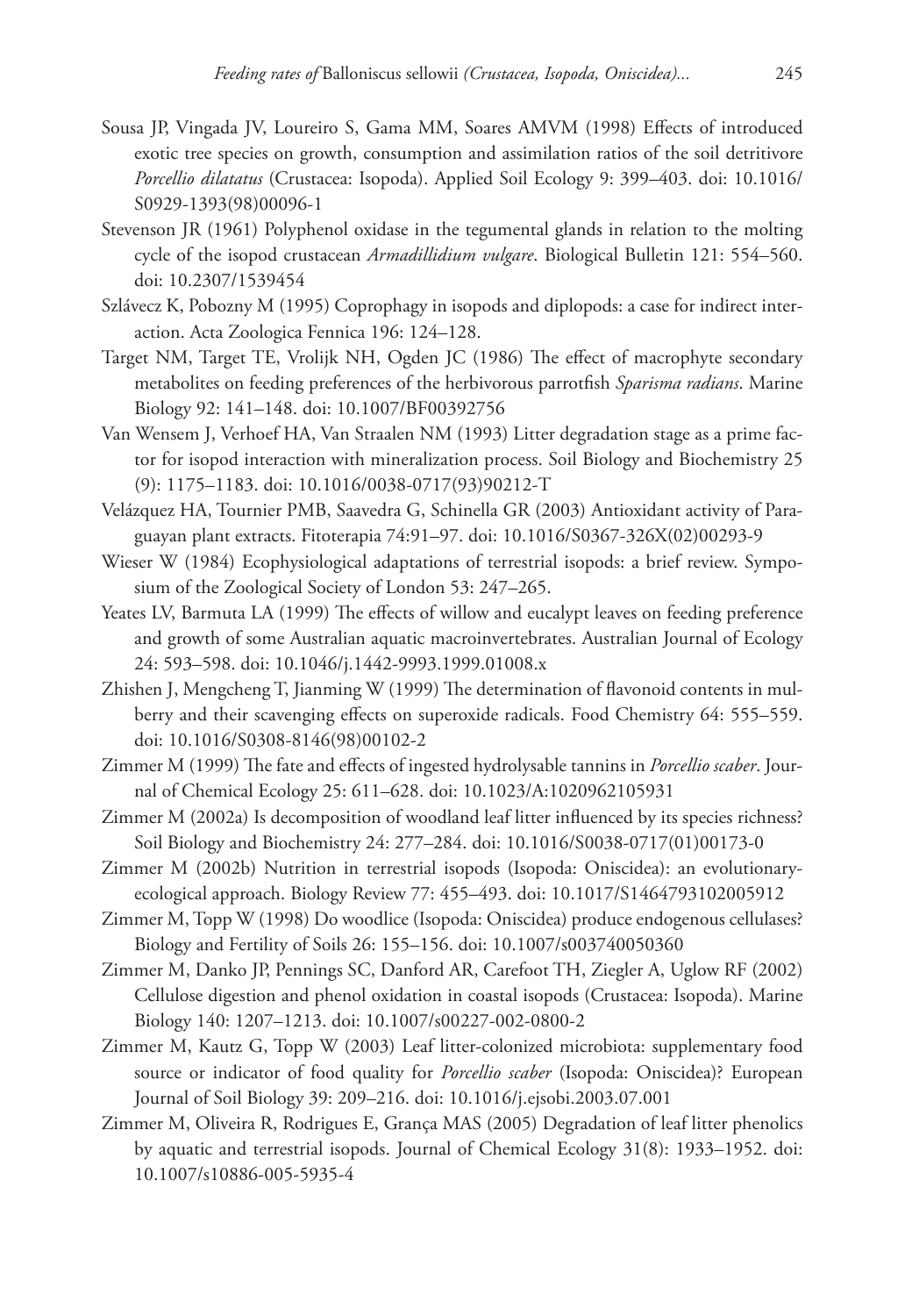Sousa JP, Vingada JV, Loureiro S, Gama MM, Soares AMVM (1998) Effects of introduced exotic tree species on growth, consumption and assimilation ratios of the soil detritivore *Porcellio dilatatus* (Crustacea: Isopoda). Applied Soil Ecology 9: 399–403. doi: 10.1016/S0929-1393(98)00096-1

Stevenson JR (1961) Polyphenol oxidase in the tegumental glands in relation to the molting cycle of the isopod crustacean *Armadillidium vulgare*. Biological Bulletin 121: 554–560. doi: 10.2307/1539454

Szlávecz K, Pobozny M (1995) Coprophagy in isopods and diplopods: a case for indirect interaction. Acta Zoologica Fennica 196: 124–128.

Target NM, Target TE, Vrolijk NH, Ogden JC (1986) The effect of macrophyte secondary metabolites on feeding preferences of the herbivorous parrotfish *Sparisma radians*. Marine Biology 92: 141–148. doi: 10.1007/BF00392756

Van Wensem J, Verhoef HA, Van Straalen NM (1993) Litter degradation stage as a prime factor for isopod interaction with mineralization process. Soil Biology and Biochemistry 25 (9): 1175–1183. doi: 10.1016/0038-0717(93)90212-T

Velázquez HA, Tournier PMB, Saavedra G, Schinella GR (2003) Antioxidant activity of Paraguayan plant extracts. Fitoterapia 74:91–97. doi: 10.1016/S0367-326X(02)00293-9

Wieser W (1984) Ecophysiological adaptations of terrestrial isopods: a brief review. Symposium of the Zoological Society of London 53: 247–265.

Yeates LV, Barmuta LA (1999) The effects of willow and eucalypt leaves on feeding preference and growth of some Australian aquatic macroinvertebrates. Australian Journal of Ecology 24: 593–598. doi: 10.1046/j.1442-9993.1999.01008.x

Zhishen J, Mengcheng T, Jianming W (1999) The determination of flavonoid contents in mulberry and their scavenging effects on superoxide radicals. Food Chemistry 64: 555–559. doi: 10.1016/S0308-8146(98)00102-2

Zimmer M (1999) The fate and effects of ingested hydrolysable tannins in *Porcellio scaber*. Journal of Chemical Ecology 25: 611–628. doi: 10.1023/A:1020962105931

Zimmer M (2002a) Is decomposition of woodland leaf litter influenced by its species richness? Soil Biology and Biochemistry 24: 277–284. doi: 10.1016/S0038-0717(01)00173-0

Zimmer M (2002b) Nutrition in terrestrial isopods (Isopoda: Oniscidea): an evolutionary-ecological approach. Biology Review 77: 455–493. doi: 10.1017/S1464793102005912

Zimmer M, Topp W (1998) Do woodlice (Isopoda: Oniscidea) produce endogenous cellulases? Biology and Fertility of Soils 26: 155–156. doi: 10.1007/s003740050360

Zimmer M, Danko JP, Pennings SC, Danford AR, Carefoot TH, Ziegler A, Uglow RF (2002) Cellulose digestion and phenol oxidation in coastal isopods (Crustacea: Isopoda). Marine Biology 140: 1207–1213. doi: 10.1007/s00227-002-0800-2

Zimmer M, Kautz G, Topp W (2003) Leaf litter-colonized microbiota: supplementary food source or indicator of food quality for *Porcellio scaber* (Isopoda: Oniscidea)? European Journal of Soil Biology 39: 209–216. doi: 10.1016/j.ejsobi.2003.07.001

Zimmer M, Oliveira R, Rodrigues E, Graça MAS (2005) Degradation of leaf litter phenolics by aquatic and terrestrial isopods. Journal of Chemical Ecology 31(8): 1933–1952. doi: 10.1007/s10886-005-5935-4